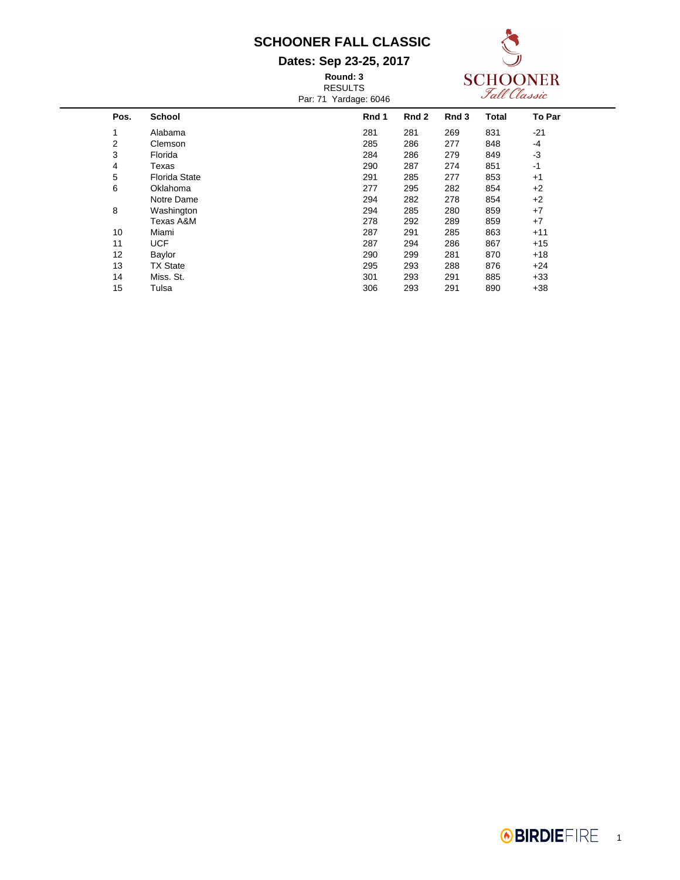# SCHOONER FALL CLASSIC

## Dates: Sep 23-25, 2017

**Round: 3**
RESULTS
Par: 71 Yardage: 6046

| Pos. | School | Rnd 1 | Rnd 2 | Rnd 3 | Total | To Par |
|---|---|---|---|---|---|---|
| 1 | Alabama | 281 | 281 | 269 | 831 | -21 |
| 2 | Clemson | 285 | 286 | 277 | 848 | -4 |
| 3 | Florida | 284 | 286 | 279 | 849 | -3 |
| 4 | Texas | 290 | 287 | 274 | 851 | -1 |
| 5 | Florida State | 291 | 285 | 277 | 853 | +1 |
| 6 | Oklahoma | 277 | 295 | 282 | 854 | +2 |
| | Notre Dame | 294 | 282 | 278 | 854 | +2 |
| 8 | Washington | 294 | 285 | 280 | 859 | +7 |
| | Texas A&M | 278 | 292 | 289 | 859 | +7 |
| 10 | Miami | 287 | 291 | 285 | 863 | +11 |
| 11 | UCF | 287 | 294 | 286 | 867 | +15 |
| 12 | Baylor | 290 | 299 | 281 | 870 | +18 |
| 13 | TX State | 295 | 293 | 288 | 876 | +24 |
| 14 | Miss. St. | 301 | 293 | 291 | 885 | +33 |
| 15 | Tulsa | 306 | 293 | 291 | 890 | +38 |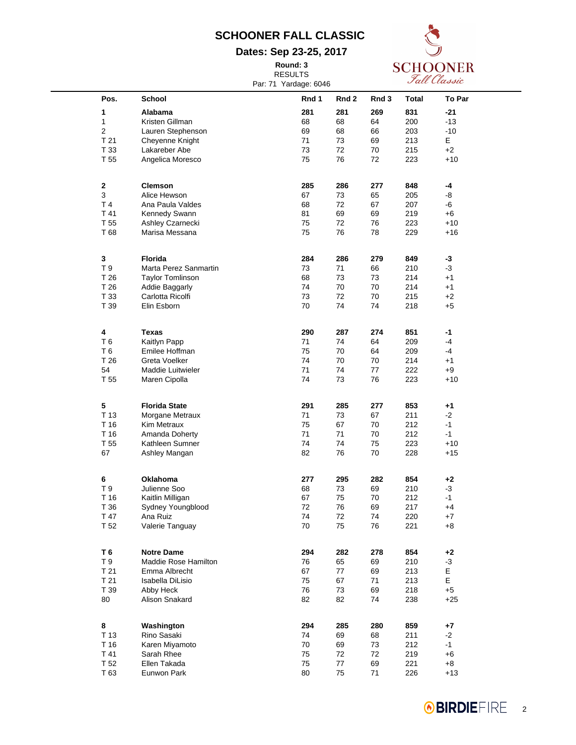# SCHOONER FALL CLASSIC

## Dates: Sep 23-25, 2017

**Round: 3**
RESULTS
Par: 71 Yardage: 6046

| Pos. | School | Rnd 1 | Rnd 2 | Rnd 3 | Total | To Par |
|---|---|---|---|---|---|---|
| **1** | **Alabama** | **281** | **281** | **269** | **831** | **-21** |
| 1 | Kristen Gillman | 68 | 68 | 64 | 200 | -13 |
| 2 | Lauren Stephenson | 69 | 68 | 66 | 203 | -10 |
| T 21 | Cheyenne Knight | 71 | 73 | 69 | 213 | E |
| T 33 | Lakareber Abe | 73 | 72 | 70 | 215 | +2 |
| T 55 | Angelica Moresco | 75 | 76 | 72 | 223 | +10 |
| **2** | **Clemson** | **285** | **286** | **277** | **848** | **-4** |
| 3 | Alice Hewson | 67 | 73 | 65 | 205 | -8 |
| T 4 | Ana Paula Valdes | 68 | 72 | 67 | 207 | -6 |
| T 41 | Kennedy Swann | 81 | 69 | 69 | 219 | +6 |
| T 55 | Ashley Czarnecki | 75 | 72 | 76 | 223 | +10 |
| T 68 | Marisa Messana | 75 | 76 | 78 | 229 | +16 |
| **3** | **Florida** | **284** | **286** | **279** | **849** | **-3** |
| T 9 | Marta Perez Sanmartin | 73 | 71 | 66 | 210 | -3 |
| T 26 | Taylor Tomlinson | 68 | 73 | 73 | 214 | +1 |
| T 26 | Addie Baggarly | 74 | 70 | 70 | 214 | +1 |
| T 33 | Carlotta Ricolfi | 73 | 72 | 70 | 215 | +2 |
| T 39 | Elin Esborn | 70 | 74 | 74 | 218 | +5 |
| **4** | **Texas** | **290** | **287** | **274** | **851** | **-1** |
| T 6 | Kaitlyn Papp | 71 | 74 | 64 | 209 | -4 |
| T 6 | Emilee Hoffman | 75 | 70 | 64 | 209 | -4 |
| T 26 | Greta Voelker | 74 | 70 | 70 | 214 | +1 |
| 54 | Maddie Luitwieler | 71 | 74 | 77 | 222 | +9 |
| T 55 | Maren Cipolla | 74 | 73 | 76 | 223 | +10 |
| **5** | **Florida State** | **291** | **285** | **277** | **853** | **+1** |
| T 13 | Morgane Metraux | 71 | 73 | 67 | 211 | -2 |
| T 16 | Kim Metraux | 75 | 67 | 70 | 212 | -1 |
| T 16 | Amanda Doherty | 71 | 71 | 70 | 212 | -1 |
| T 55 | Kathleen Sumner | 74 | 74 | 75 | 223 | +10 |
| 67 | Ashley Mangan | 82 | 76 | 70 | 228 | +15 |
| **6** | **Oklahoma** | **277** | **295** | **282** | **854** | **+2** |
| T 9 | Julienne Soo | 68 | 73 | 69 | 210 | -3 |
| T 16 | Kaitlin Milligan | 67 | 75 | 70 | 212 | -1 |
| T 36 | Sydney Youngblood | 72 | 76 | 69 | 217 | +4 |
| T 47 | Ana Ruiz | 74 | 72 | 74 | 220 | +7 |
| T 52 | Valerie Tanguay | 70 | 75 | 76 | 221 | +8 |
| **T 6** | **Notre Dame** | **294** | **282** | **278** | **854** | **+2** |
| T 9 | Maddie Rose Hamilton | 76 | 65 | 69 | 210 | -3 |
| T 21 | Emma Albrecht | 67 | 77 | 69 | 213 | E |
| T 21 | Isabella DiLisio | 75 | 67 | 71 | 213 | E |
| T 39 | Abby Heck | 76 | 73 | 69 | 218 | +5 |
| 80 | Alison Snakard | 82 | 82 | 74 | 238 | +25 |
| **8** | **Washington** | **294** | **285** | **280** | **859** | **+7** |
| T 13 | Rino Sasaki | 74 | 69 | 68 | 211 | -2 |
| T 16 | Karen Miyamoto | 70 | 69 | 73 | 212 | -1 |
| T 41 | Sarah Rhee | 75 | 72 | 72 | 219 | +6 |
| T 52 | Ellen Takada | 75 | 77 | 69 | 221 | +8 |
| T 63 | Eunwon Park | 80 | 75 | 71 | 226 | +13 |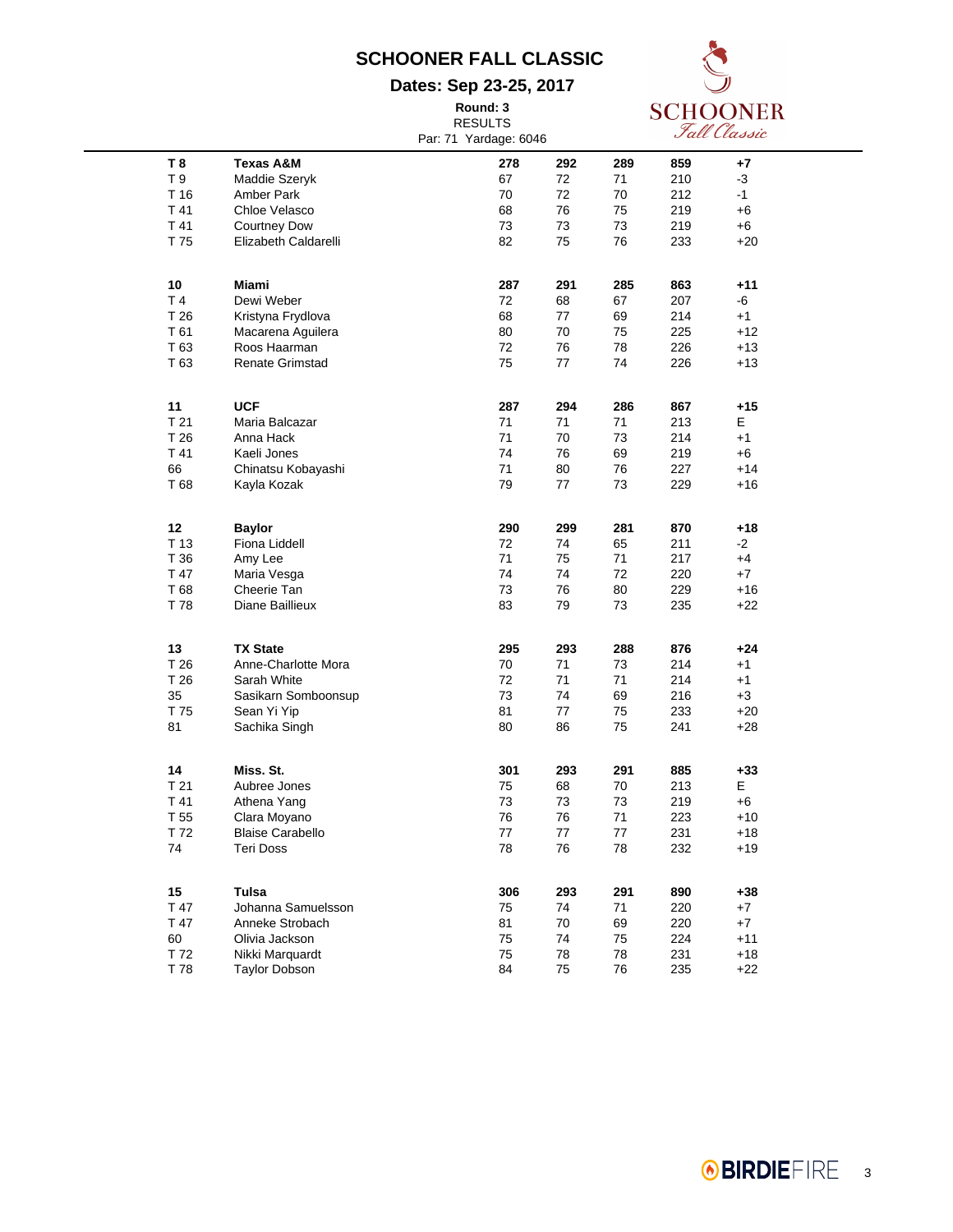# SCHOONER FALL CLASSIC

## Dates: Sep 23-25, 2017

**Round: 3**
RESULTS
Par: 71 Yardage: 6046

| | | | | | | |
|---|---|---|---|---|---|---|
| **T 8** | **Texas A&M** | **278** | **292** | **289** | **859** | **+7** |
| T 9 | Maddie Szeryk | 67 | 72 | 71 | 210 | -3 |
| T 16 | Amber Park | 70 | 72 | 70 | 212 | -1 |
| T 41 | Chloe Velasco | 68 | 76 | 75 | 219 | +6 |
| T 41 | Courtney Dow | 73 | 73 | 73 | 219 | +6 |
| T 75 | Elizabeth Caldarelli | 82 | 75 | 76 | 233 | +20 |
| | | | | | | |
| **10** | **Miami** | **287** | **291** | **285** | **863** | **+11** |
| T 4 | Dewi Weber | 72 | 68 | 67 | 207 | -6 |
| T 26 | Kristyna Frydlova | 68 | 77 | 69 | 214 | +1 |
| T 61 | Macarena Aguilera | 80 | 70 | 75 | 225 | +12 |
| T 63 | Roos Haarman | 72 | 76 | 78 | 226 | +13 |
| T 63 | Renate Grimstad | 75 | 77 | 74 | 226 | +13 |
| | | | | | | |
| **11** | **UCF** | **287** | **294** | **286** | **867** | **+15** |
| T 21 | Maria Balcazar | 71 | 71 | 71 | 213 | E |
| T 26 | Anna Hack | 71 | 70 | 73 | 214 | +1 |
| T 41 | Kaeli Jones | 74 | 76 | 69 | 219 | +6 |
| 66 | Chinatsu Kobayashi | 71 | 80 | 76 | 227 | +14 |
| T 68 | Kayla Kozak | 79 | 77 | 73 | 229 | +16 |
| | | | | | | |
| **12** | **Baylor** | **290** | **299** | **281** | **870** | **+18** |
| T 13 | Fiona Liddell | 72 | 74 | 65 | 211 | -2 |
| T 36 | Amy Lee | 71 | 75 | 71 | 217 | +4 |
| T 47 | Maria Vesga | 74 | 74 | 72 | 220 | +7 |
| T 68 | Cheerie Tan | 73 | 76 | 80 | 229 | +16 |
| T 78 | Diane Baillieux | 83 | 79 | 73 | 235 | +22 |
| | | | | | | |
| **13** | **TX State** | **295** | **293** | **288** | **876** | **+24** |
| T 26 | Anne-Charlotte Mora | 70 | 71 | 73 | 214 | +1 |
| T 26 | Sarah White | 72 | 71 | 71 | 214 | +1 |
| 35 | Sasikarn Somboonsup | 73 | 74 | 69 | 216 | +3 |
| T 75 | Sean Yi Yip | 81 | 77 | 75 | 233 | +20 |
| 81 | Sachika Singh | 80 | 86 | 75 | 241 | +28 |
| | | | | | | |
| **14** | **Miss. St.** | **301** | **293** | **291** | **885** | **+33** |
| T 21 | Aubree Jones | 75 | 68 | 70 | 213 | E |
| T 41 | Athena Yang | 73 | 73 | 73 | 219 | +6 |
| T 55 | Clara Moyano | 76 | 76 | 71 | 223 | +10 |
| T 72 | Blaise Carabello | 77 | 77 | 77 | 231 | +18 |
| 74 | Teri Doss | 78 | 76 | 78 | 232 | +19 |
| | | | | | | |
| **15** | **Tulsa** | **306** | **293** | **291** | **890** | **+38** |
| T 47 | Johanna Samuelsson | 75 | 74 | 71 | 220 | +7 |
| T 47 | Anneke Strobach | 81 | 70 | 69 | 220 | +7 |
| 60 | Olivia Jackson | 75 | 74 | 75 | 224 | +11 |
| T 72 | Nikki Marquardt | 75 | 78 | 78 | 231 | +18 |
| T 78 | Taylor Dobson | 84 | 75 | 76 | 235 | +22 |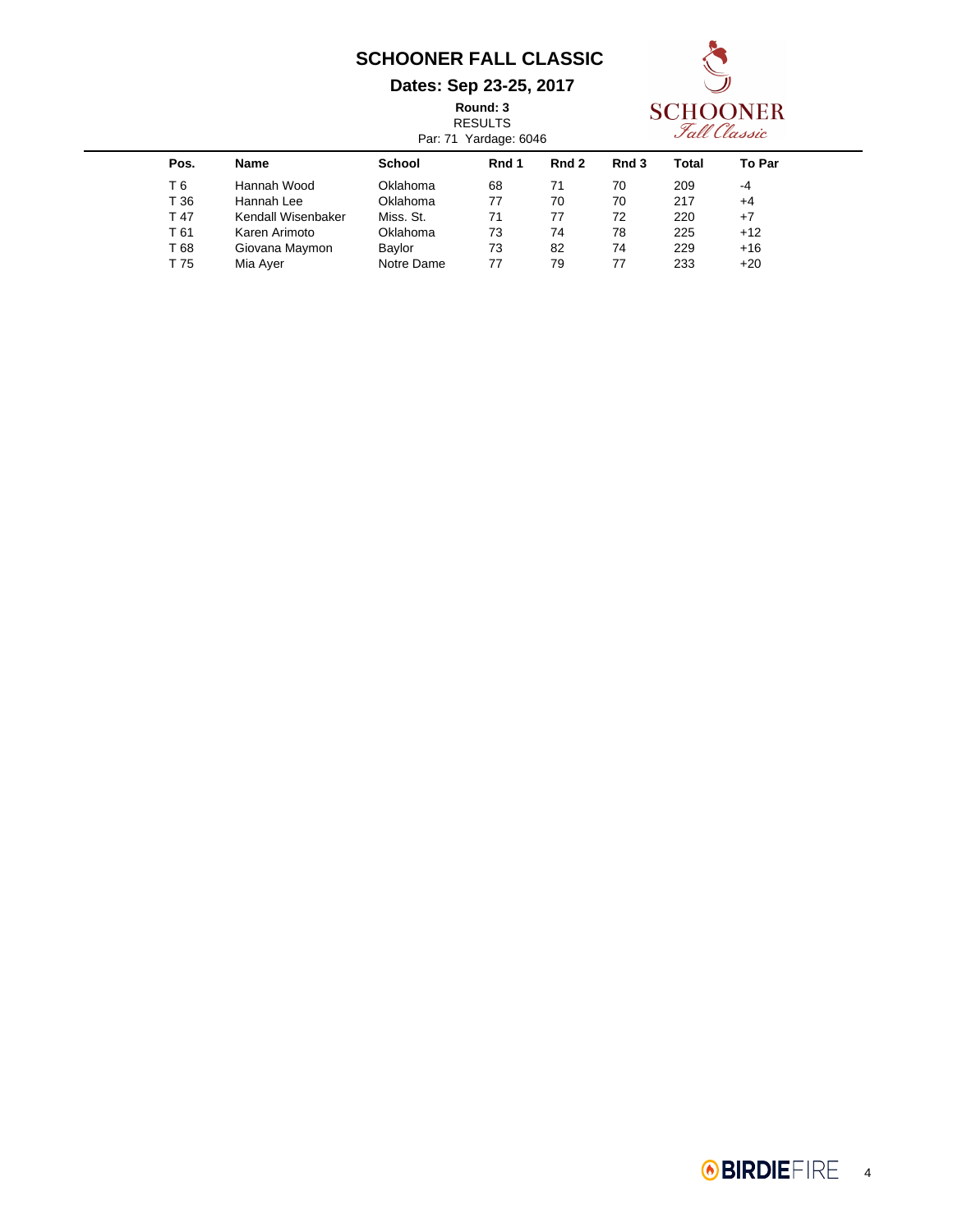# SCHOONER FALL CLASSIC

## Dates: Sep 23-25, 2017

**Round: 3**
RESULTS
Par: 71 Yardage: 6046

| Pos. | Name | School | Rnd 1 | Rnd 2 | Rnd 3 | Total | To Par |
|---|---|---|---|---|---|---|---|
| T 6 | Hannah Wood | Oklahoma | 68 | 71 | 70 | 209 | -4 |
| T 36 | Hannah Lee | Oklahoma | 77 | 70 | 70 | 217 | +4 |
| T 47 | Kendall Wisenbaker | Miss. St. | 71 | 77 | 72 | 220 | +7 |
| T 61 | Karen Arimoto | Oklahoma | 73 | 74 | 78 | 225 | +12 |
| T 68 | Giovana Maymon | Baylor | 73 | 82 | 74 | 229 | +16 |
| T 75 | Mia Ayer | Notre Dame | 77 | 79 | 77 | 233 | +20 |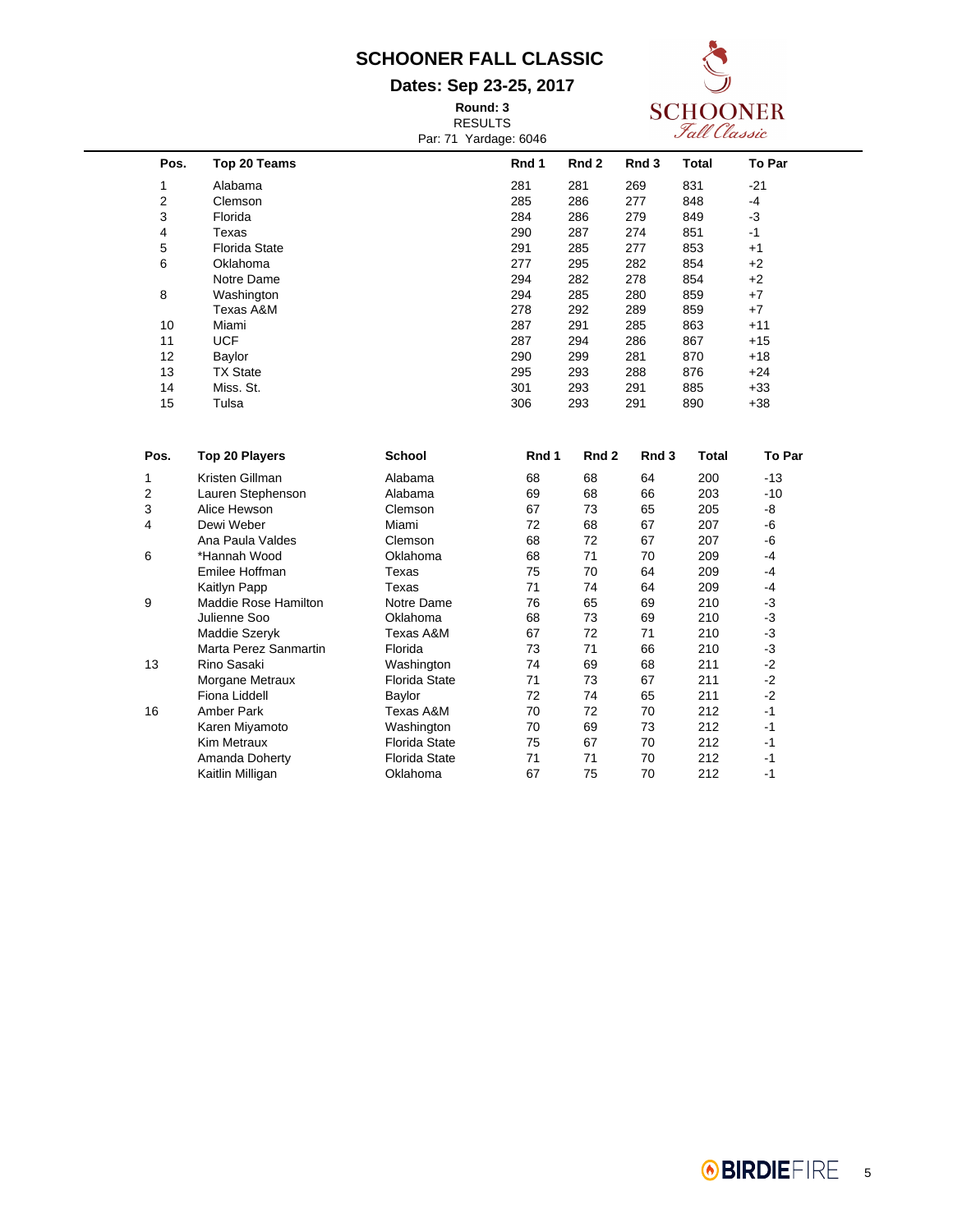# SCHOONER FALL CLASSIC

## Dates: Sep 23-25, 2017

**Round: 3**
RESULTS
Par: 71 Yardage: 6046

| Pos. | Top 20 Teams | Rnd 1 | Rnd 2 | Rnd 3 | Total | To Par |
|---|---|---|---|---|---|---|
| 1 | Alabama | 281 | 281 | 269 | 831 | -21 |
| 2 | Clemson | 285 | 286 | 277 | 848 | -4 |
| 3 | Florida | 284 | 286 | 279 | 849 | -3 |
| 4 | Texas | 290 | 287 | 274 | 851 | -1 |
| 5 | Florida State | 291 | 285 | 277 | 853 | +1 |
| 6 | Oklahoma | 277 | 295 | 282 | 854 | +2 |
| | Notre Dame | 294 | 282 | 278 | 854 | +2 |
| 8 | Washington | 294 | 285 | 280 | 859 | +7 |
| | Texas A&M | 278 | 292 | 289 | 859 | +7 |
| 10 | Miami | 287 | 291 | 285 | 863 | +11 |
| 11 | UCF | 287 | 294 | 286 | 867 | +15 |
| 12 | Baylor | 290 | 299 | 281 | 870 | +18 |
| 13 | TX State | 295 | 293 | 288 | 876 | +24 |
| 14 | Miss. St. | 301 | 293 | 291 | 885 | +33 |
| 15 | Tulsa | 306 | 293 | 291 | 890 | +38 |

| Pos. | Top 20 Players | School | Rnd 1 | Rnd 2 | Rnd 3 | Total | To Par |
|---|---|---|---|---|---|---|---|
| 1 | Kristen Gillman | Alabama | 68 | 68 | 64 | 200 | -13 |
| 2 | Lauren Stephenson | Alabama | 69 | 68 | 66 | 203 | -10 |
| 3 | Alice Hewson | Clemson | 67 | 73 | 65 | 205 | -8 |
| 4 | Dewi Weber | Miami | 72 | 68 | 67 | 207 | -6 |
| | Ana Paula Valdes | Clemson | 68 | 72 | 67 | 207 | -6 |
| 6 | *Hannah Wood | Oklahoma | 68 | 71 | 70 | 209 | -4 |
| | Emilee Hoffman | Texas | 75 | 70 | 64 | 209 | -4 |
| | Kaitlyn Papp | Texas | 71 | 74 | 64 | 209 | -4 |
| 9 | Maddie Rose Hamilton | Notre Dame | 76 | 65 | 69 | 210 | -3 |
| | Julienne Soo | Oklahoma | 68 | 73 | 69 | 210 | -3 |
| | Maddie Szeryk | Texas A&M | 67 | 72 | 71 | 210 | -3 |
| | Marta Perez Sanmartin | Florida | 73 | 71 | 66 | 210 | -3 |
| 13 | Rino Sasaki | Washington | 74 | 69 | 68 | 211 | -2 |
| | Morgane Metraux | Florida State | 71 | 73 | 67 | 211 | -2 |
| | Fiona Liddell | Baylor | 72 | 74 | 65 | 211 | -2 |
| 16 | Amber Park | Texas A&M | 70 | 72 | 70 | 212 | -1 |
| | Karen Miyamoto | Washington | 70 | 69 | 73 | 212 | -1 |
| | Kim Metraux | Florida State | 75 | 67 | 70 | 212 | -1 |
| | Amanda Doherty | Florida State | 71 | 71 | 70 | 212 | -1 |
| | Kaitlin Milligan | Oklahoma | 67 | 75 | 70 | 212 | -1 |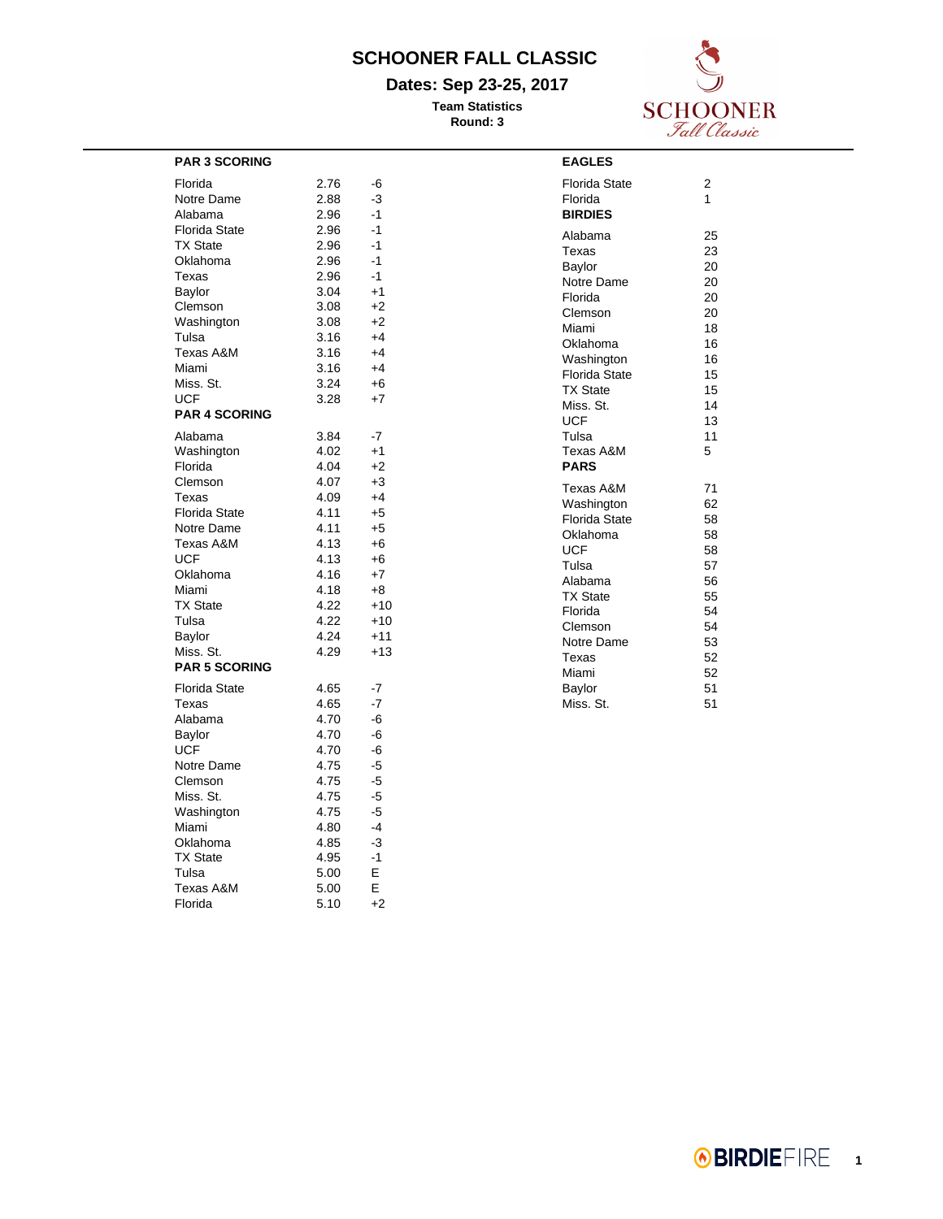# SCHOONER FALL CLASSIC

## Dates: Sep 23-25, 2017

**Team Statistics**
**Round: 3**

### PAR 3 SCORING

| Team | Avg | To Par |
|---|---|---|
| Florida | 2.76 | -6 |
| Notre Dame | 2.88 | -3 |
| Alabama | 2.96 | -1 |
| Florida State | 2.96 | -1 |
| TX State | 2.96 | -1 |
| Oklahoma | 2.96 | -1 |
| Texas | 2.96 | -1 |
| Baylor | 3.04 | +1 |
| Clemson | 3.08 | +2 |
| Washington | 3.08 | +2 |
| Tulsa | 3.16 | +4 |
| Texas A&M | 3.16 | +4 |
| Miami | 3.16 | +4 |
| Miss. St. | 3.24 | +6 |
| UCF | 3.28 | +7 |

### PAR 4 SCORING

| Team | Avg | To Par |
|---|---|---|
| Alabama | 3.84 | -7 |
| Washington | 4.02 | +1 |
| Florida | 4.04 | +2 |
| Clemson | 4.07 | +3 |
| Texas | 4.09 | +4 |
| Florida State | 4.11 | +5 |
| Notre Dame | 4.11 | +5 |
| Texas A&M | 4.13 | +6 |
| UCF | 4.13 | +6 |
| Oklahoma | 4.16 | +7 |
| Miami | 4.18 | +8 |
| TX State | 4.22 | +10 |
| Tulsa | 4.22 | +10 |
| Baylor | 4.24 | +11 |
| Miss. St. | 4.29 | +13 |

### PAR 5 SCORING

| Team | Avg | To Par |
|---|---|---|
| Florida State | 4.65 | -7 |
| Texas | 4.65 | -7 |
| Alabama | 4.70 | -6 |
| Baylor | 4.70 | -6 |
| UCF | 4.70 | -6 |
| Notre Dame | 4.75 | -5 |
| Clemson | 4.75 | -5 |
| Miss. St. | 4.75 | -5 |
| Washington | 4.75 | -5 |
| Miami | 4.80 | -4 |
| Oklahoma | 4.85 | -3 |
| TX State | 4.95 | -1 |
| Tulsa | 5.00 | E |
| Texas A&M | 5.00 | E |
| Florida | 5.10 | +2 |

### EAGLES

| Team | Count |
|---|---|
| Florida State | 2 |
| Florida | 1 |

### BIRDIES

| Team | Count |
|---|---|
| Alabama | 25 |
| Texas | 23 |
| Baylor | 20 |
| Notre Dame | 20 |
| Florida | 20 |
| Clemson | 20 |
| Miami | 18 |
| Oklahoma | 16 |
| Washington | 16 |
| Florida State | 15 |
| TX State | 15 |
| Miss. St. | 14 |
| UCF | 13 |
| Tulsa | 11 |
| Texas A&M | 5 |

### PARS

| Team | Count |
|---|---|
| Texas A&M | 71 |
| Washington | 62 |
| Florida State | 58 |
| Oklahoma | 58 |
| UCF | 58 |
| Tulsa | 57 |
| Alabama | 56 |
| TX State | 55 |
| Florida | 54 |
| Clemson | 54 |
| Notre Dame | 53 |
| Texas | 52 |
| Miami | 52 |
| Baylor | 51 |
| Miss. St. | 51 |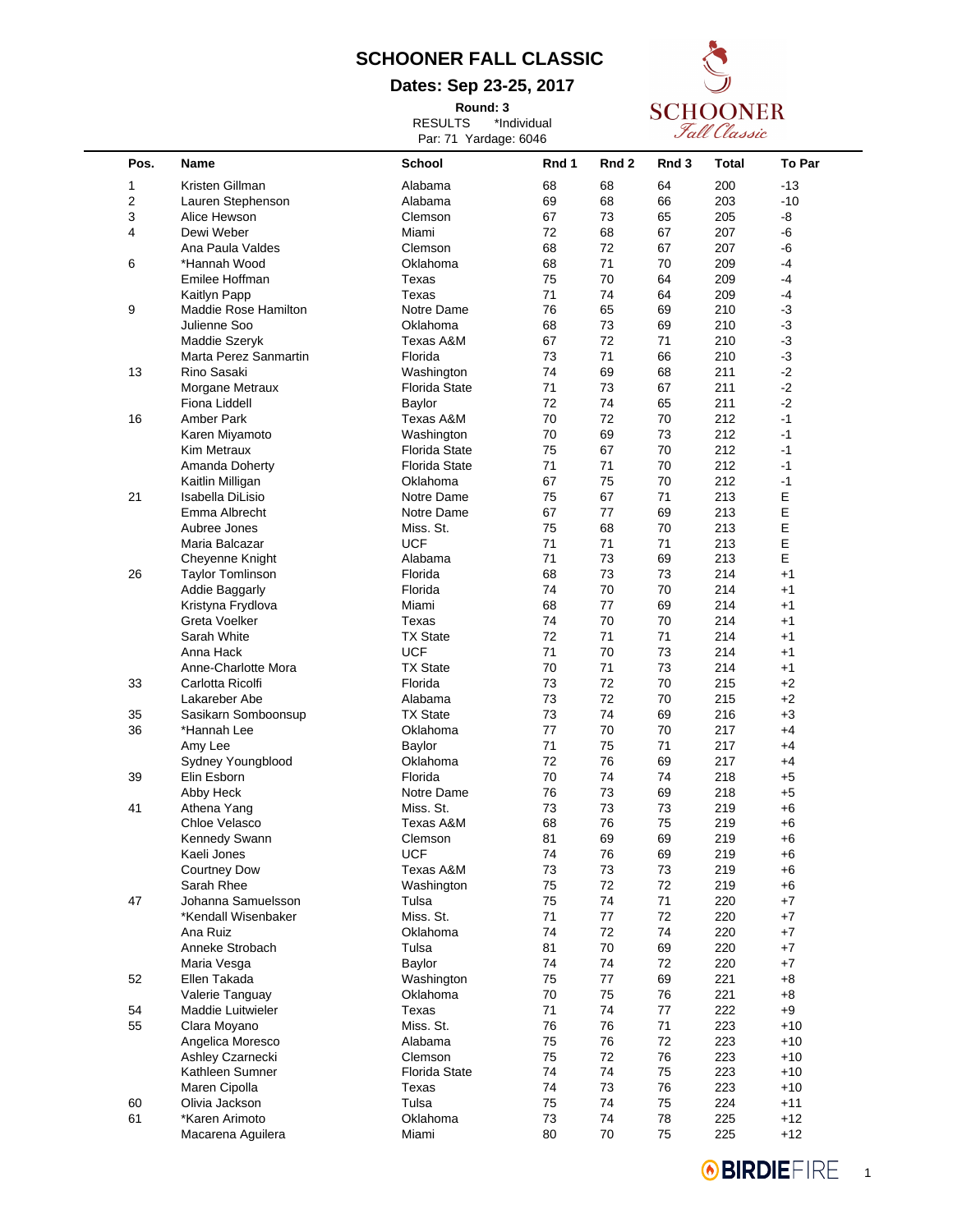# SCHOONER FALL CLASSIC

## Dates: Sep 23-25, 2017

**Round: 3**

RESULTS *Individual

Par: 71 Yardage: 6046

| Pos. | Name | School | Rnd 1 | Rnd 2 | Rnd 3 | Total | To Par |
|---|---|---|---|---|---|---|---|
| 1 | Kristen Gillman | Alabama | 68 | 68 | 64 | 200 | -13 |
| 2 | Lauren Stephenson | Alabama | 69 | 68 | 66 | 203 | -10 |
| 3 | Alice Hewson | Clemson | 67 | 73 | 65 | 205 | -8 |
| 4 | Dewi Weber | Miami | 72 | 68 | 67 | 207 | -6 |
| | Ana Paula Valdes | Clemson | 68 | 72 | 67 | 207 | -6 |
| 6 | *Hannah Wood | Oklahoma | 68 | 71 | 70 | 209 | -4 |
| | Emilee Hoffman | Texas | 75 | 70 | 64 | 209 | -4 |
| | Kaitlyn Papp | Texas | 71 | 74 | 64 | 209 | -4 |
| 9 | Maddie Rose Hamilton | Notre Dame | 76 | 65 | 69 | 210 | -3 |
| | Julienne Soo | Oklahoma | 68 | 73 | 69 | 210 | -3 |
| | Maddie Szeryk | Texas A&M | 67 | 72 | 71 | 210 | -3 |
| | Marta Perez Sanmartin | Florida | 73 | 71 | 66 | 210 | -3 |
| 13 | Rino Sasaki | Washington | 74 | 69 | 68 | 211 | -2 |
| | Morgane Metraux | Florida State | 71 | 73 | 67 | 211 | -2 |
| | Fiona Liddell | Baylor | 72 | 74 | 65 | 211 | -2 |
| 16 | Amber Park | Texas A&M | 70 | 72 | 70 | 212 | -1 |
| | Karen Miyamoto | Washington | 70 | 69 | 73 | 212 | -1 |
| | Kim Metraux | Florida State | 75 | 67 | 70 | 212 | -1 |
| | Amanda Doherty | Florida State | 71 | 71 | 70 | 212 | -1 |
| | Kaitlin Milligan | Oklahoma | 67 | 75 | 70 | 212 | -1 |
| 21 | Isabella DiLisio | Notre Dame | 75 | 67 | 71 | 213 | E |
| | Emma Albrecht | Notre Dame | 67 | 77 | 69 | 213 | E |
| | Aubree Jones | Miss. St. | 75 | 68 | 70 | 213 | E |
| | Maria Balcazar | UCF | 71 | 71 | 71 | 213 | E |
| | Cheyenne Knight | Alabama | 71 | 73 | 69 | 213 | E |
| 26 | Taylor Tomlinson | Florida | 68 | 73 | 73 | 214 | +1 |
| | Addie Baggarly | Florida | 74 | 70 | 70 | 214 | +1 |
| | Kristyna Frydlova | Miami | 68 | 77 | 69 | 214 | +1 |
| | Greta Voelker | Texas | 74 | 70 | 70 | 214 | +1 |
| | Sarah White | TX State | 72 | 71 | 71 | 214 | +1 |
| | Anna Hack | UCF | 71 | 70 | 73 | 214 | +1 |
| | Anne-Charlotte Mora | TX State | 70 | 71 | 73 | 214 | +1 |
| 33 | Carlotta Ricolfi | Florida | 73 | 72 | 70 | 215 | +2 |
| | Lakareber Abe | Alabama | 73 | 72 | 70 | 215 | +2 |
| 35 | Sasikarn Somboonsup | TX State | 73 | 74 | 69 | 216 | +3 |
| 36 | *Hannah Lee | Oklahoma | 77 | 70 | 70 | 217 | +4 |
| | Amy Lee | Baylor | 71 | 75 | 71 | 217 | +4 |
| | Sydney Youngblood | Oklahoma | 72 | 76 | 69 | 217 | +4 |
| 39 | Elin Esborn | Florida | 70 | 74 | 74 | 218 | +5 |
| | Abby Heck | Notre Dame | 76 | 73 | 69 | 218 | +5 |
| 41 | Athena Yang | Miss. St. | 73 | 73 | 73 | 219 | +6 |
| | Chloe Velasco | Texas A&M | 68 | 76 | 75 | 219 | +6 |
| | Kennedy Swann | Clemson | 81 | 69 | 69 | 219 | +6 |
| | Kaeli Jones | UCF | 74 | 76 | 69 | 219 | +6 |
| | Courtney Dow | Texas A&M | 73 | 73 | 73 | 219 | +6 |
| | Sarah Rhee | Washington | 75 | 72 | 72 | 219 | +6 |
| 47 | Johanna Samuelsson | Tulsa | 75 | 74 | 71 | 220 | +7 |
| | *Kendall Wisenbaker | Miss. St. | 71 | 77 | 72 | 220 | +7 |
| | Ana Ruiz | Oklahoma | 74 | 72 | 74 | 220 | +7 |
| | Anneke Strobach | Tulsa | 81 | 70 | 69 | 220 | +7 |
| | Maria Vesga | Baylor | 74 | 74 | 72 | 220 | +7 |
| 52 | Ellen Takada | Washington | 75 | 77 | 69 | 221 | +8 |
| | Valerie Tanguay | Oklahoma | 70 | 75 | 76 | 221 | +8 |
| 54 | Maddie Luitwieler | Texas | 71 | 74 | 77 | 222 | +9 |
| 55 | Clara Moyano | Miss. St. | 76 | 76 | 71 | 223 | +10 |
| | Angelica Moresco | Alabama | 75 | 76 | 72 | 223 | +10 |
| | Ashley Czarnecki | Clemson | 75 | 72 | 76 | 223 | +10 |
| | Kathleen Sumner | Florida State | 74 | 74 | 75 | 223 | +10 |
| | Maren Cipolla | Texas | 74 | 73 | 76 | 223 | +10 |
| 60 | Olivia Jackson | Tulsa | 75 | 74 | 75 | 224 | +11 |
| 61 | *Karen Arimoto | Oklahoma | 73 | 74 | 78 | 225 | +12 |
| | Macarena Aguilera | Miami | 80 | 70 | 75 | 225 | +12 |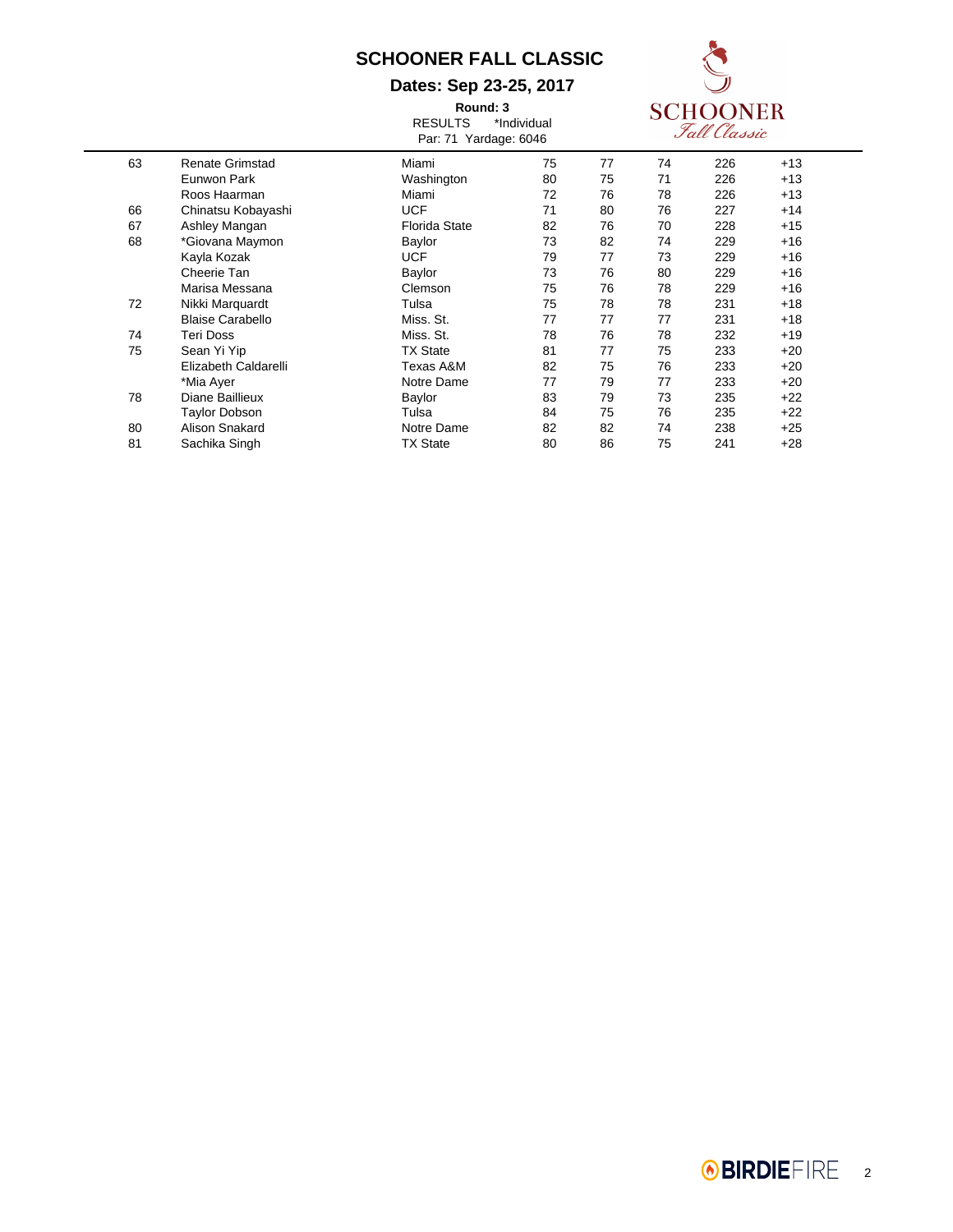# SCHOONER FALL CLASSIC

## Dates: Sep 23-25, 2017

**Round: 3**

RESULTS *Individual

Par: 71 Yardage: 6046

| | | | | | | | |
|---|---|---|---|---|---|---|---|
| 63 | Renate Grimstad | Miami | 75 | 77 | 74 | 226 | +13 |
| | Eunwon Park | Washington | 80 | 75 | 71 | 226 | +13 |
| | Roos Haarman | Miami | 72 | 76 | 78 | 226 | +13 |
| 66 | Chinatsu Kobayashi | UCF | 71 | 80 | 76 | 227 | +14 |
| 67 | Ashley Mangan | Florida State | 82 | 76 | 70 | 228 | +15 |
| 68 | *Giovana Maymon | Baylor | 73 | 82 | 74 | 229 | +16 |
| | Kayla Kozak | UCF | 79 | 77 | 73 | 229 | +16 |
| | Cheerie Tan | Baylor | 73 | 76 | 80 | 229 | +16 |
| | Marisa Messana | Clemson | 75 | 76 | 78 | 229 | +16 |
| 72 | Nikki Marquardt | Tulsa | 75 | 78 | 78 | 231 | +18 |
| | Blaise Carabello | Miss. St. | 77 | 77 | 77 | 231 | +18 |
| 74 | Teri Doss | Miss. St. | 78 | 76 | 78 | 232 | +19 |
| 75 | Sean Yi Yip | TX State | 81 | 77 | 75 | 233 | +20 |
| | Elizabeth Caldarelli | Texas A&M | 82 | 75 | 76 | 233 | +20 |
| | *Mia Ayer | Notre Dame | 77 | 79 | 77 | 233 | +20 |
| 78 | Diane Baillieux | Baylor | 83 | 79 | 73 | 235 | +22 |
| | Taylor Dobson | Tulsa | 84 | 75 | 76 | 235 | +22 |
| 80 | Alison Snakard | Notre Dame | 82 | 82 | 74 | 238 | +25 |
| 81 | Sachika Singh | TX State | 80 | 86 | 75 | 241 | +28 |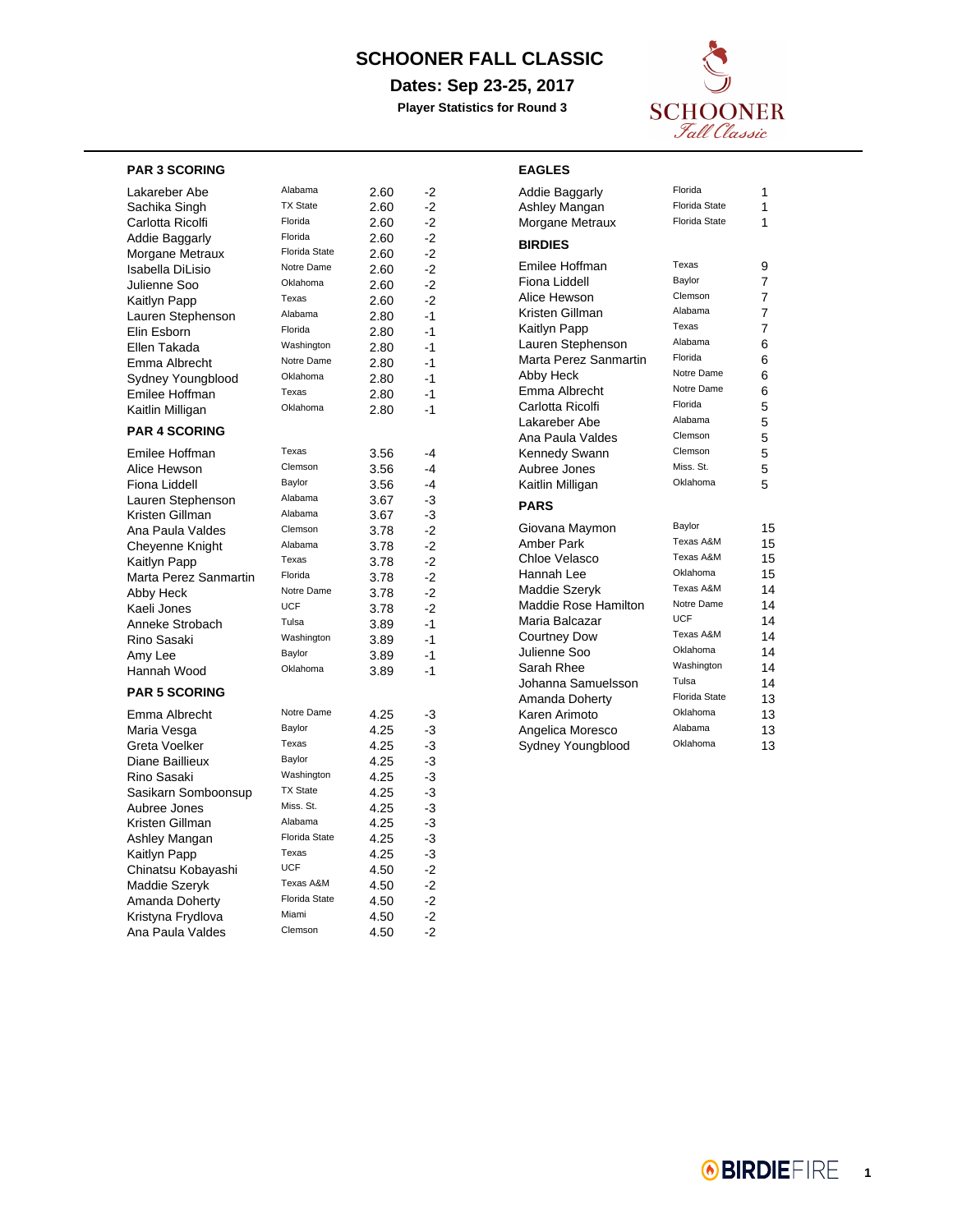# SCHOONER FALL CLASSIC

**Dates: Sep 23-25, 2017**

**Player Statistics for Round 3**

### PAR 3 SCORING

| Player | Team | Avg | To Par |
|---|---|---|---|
| Lakareber Abe | Alabama | 2.60 | -2 |
| Sachika Singh | TX State | 2.60 | -2 |
| Carlotta Ricolfi | Florida | 2.60 | -2 |
| Addie Baggarly | Florida | 2.60 | -2 |
| Morgane Metraux | Florida State | 2.60 | -2 |
| Isabella DiLisio | Notre Dame | 2.60 | -2 |
| Julienne Soo | Oklahoma | 2.60 | -2 |
| Kaitlyn Papp | Texas | 2.60 | -2 |
| Lauren Stephenson | Alabama | 2.80 | -1 |
| Elin Esborn | Florida | 2.80 | -1 |
| Ellen Takada | Washington | 2.80 | -1 |
| Emma Albrecht | Notre Dame | 2.80 | -1 |
| Sydney Youngblood | Oklahoma | 2.80 | -1 |
| Emilee Hoffman | Texas | 2.80 | -1 |
| Kaitlin Milligan | Oklahoma | 2.80 | -1 |

### PAR 4 SCORING

| Player | Team | Avg | To Par |
|---|---|---|---|
| Emilee Hoffman | Texas | 3.56 | -4 |
| Alice Hewson | Clemson | 3.56 | -4 |
| Fiona Liddell | Baylor | 3.56 | -4 |
| Lauren Stephenson | Alabama | 3.67 | -3 |
| Kristen Gillman | Alabama | 3.67 | -3 |
| Ana Paula Valdes | Clemson | 3.78 | -2 |
| Cheyenne Knight | Alabama | 3.78 | -2 |
| Kaitlyn Papp | Texas | 3.78 | -2 |
| Marta Perez Sanmartin | Florida | 3.78 | -2 |
| Abby Heck | Notre Dame | 3.78 | -2 |
| Kaeli Jones | UCF | 3.78 | -2 |
| Anneke Strobach | Tulsa | 3.89 | -1 |
| Rino Sasaki | Washington | 3.89 | -1 |
| Amy Lee | Baylor | 3.89 | -1 |
| Hannah Wood | Oklahoma | 3.89 | -1 |

### PAR 5 SCORING

| Player | Team | Avg | To Par |
|---|---|---|---|
| Emma Albrecht | Notre Dame | 4.25 | -3 |
| Maria Vesga | Baylor | 4.25 | -3 |
| Greta Voelker | Texas | 4.25 | -3 |
| Diane Baillieux | Baylor | 4.25 | -3 |
| Rino Sasaki | Washington | 4.25 | -3 |
| Sasikarn Somboonsup | TX State | 4.25 | -3 |
| Aubree Jones | Miss. St. | 4.25 | -3 |
| Kristen Gillman | Alabama | 4.25 | -3 |
| Ashley Mangan | Florida State | 4.25 | -3 |
| Kaitlyn Papp | Texas | 4.25 | -3 |
| Chinatsu Kobayashi | UCF | 4.50 | -2 |
| Maddie Szeryk | Texas A&M | 4.50 | -2 |
| Amanda Doherty | Florida State | 4.50 | -2 |
| Kristyna Frydlova | Miami | 4.50 | -2 |
| Ana Paula Valdes | Clemson | 4.50 | -2 |

### EAGLES

| Player | Team | Count |
|---|---|---|
| Addie Baggarly | Florida | 1 |
| Ashley Mangan | Florida State | 1 |
| Morgane Metraux | Florida State | 1 |

### BIRDIES

| Player | Team | Count |
|---|---|---|
| Emilee Hoffman | Texas | 9 |
| Fiona Liddell | Baylor | 7 |
| Alice Hewson | Clemson | 7 |
| Kristen Gillman | Alabama | 7 |
| Kaitlyn Papp | Texas | 7 |
| Lauren Stephenson | Alabama | 6 |
| Marta Perez Sanmartin | Florida | 6 |
| Abby Heck | Notre Dame | 6 |
| Emma Albrecht | Notre Dame | 6 |
| Carlotta Ricolfi | Florida | 5 |
| Lakareber Abe | Alabama | 5 |
| Ana Paula Valdes | Clemson | 5 |
| Kennedy Swann | Clemson | 5 |
| Aubree Jones | Miss. St. | 5 |
| Kaitlin Milligan | Oklahoma | 5 |

### PARS

| Player | Team | Count |
|---|---|---|
| Giovana Maymon | Baylor | 15 |
| Amber Park | Texas A&M | 15 |
| Chloe Velasco | Texas A&M | 15 |
| Hannah Lee | Oklahoma | 15 |
| Maddie Szeryk | Texas A&M | 14 |
| Maddie Rose Hamilton | Notre Dame | 14 |
| Maria Balcazar | UCF | 14 |
| Courtney Dow | Texas A&M | 14 |
| Julienne Soo | Oklahoma | 14 |
| Sarah Rhee | Washington | 14 |
| Johanna Samuelsson | Tulsa | 14 |
| Amanda Doherty | Florida State | 13 |
| Karen Arimoto | Oklahoma | 13 |
| Angelica Moresco | Alabama | 13 |
| Sydney Youngblood | Oklahoma | 13 |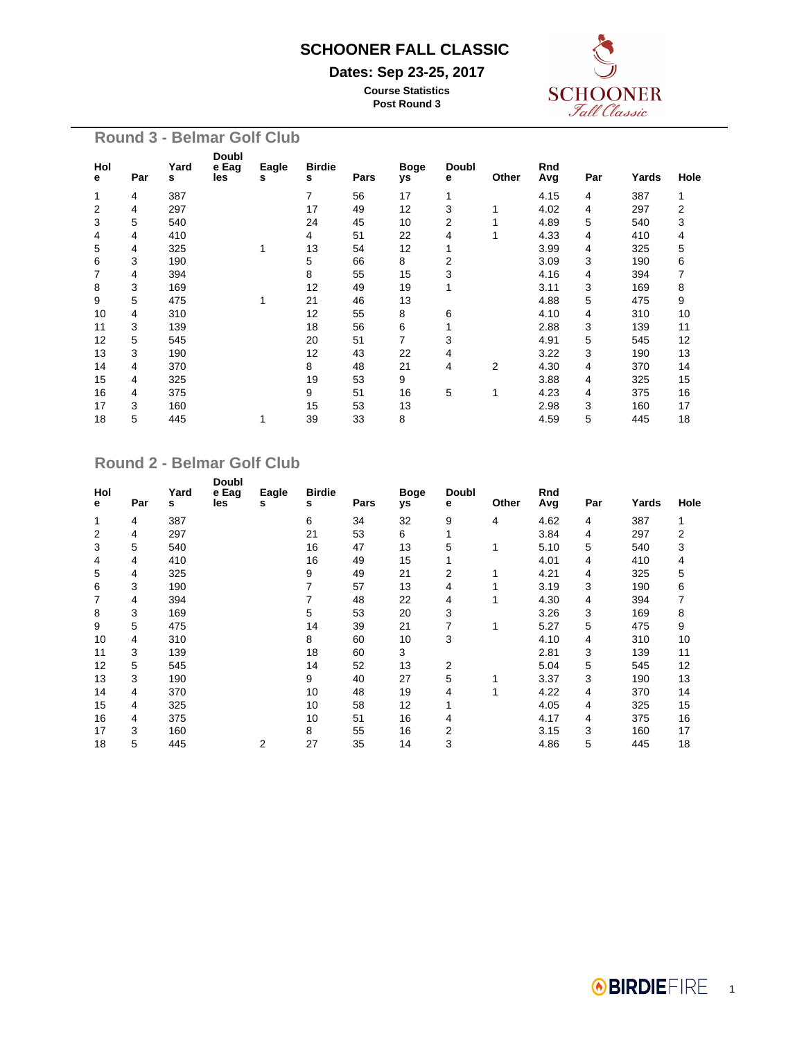# SCHOONER FALL CLASSIC

**Dates: Sep 23-25, 2017**

**Course Statistics**
**Post Round 3**

## Round 3 - Belmar Golf Club

| Hole | Par | Yards | Double Eagles | Eagles | Birdies | Pars | Bogeys | Double | Other | Rnd Avg | Par | Yards | Hole |
|---|---|---|---|---|---|---|---|---|---|---|---|---|---|
| 1 | 4 | 387 | | | 7 | 56 | 17 | 1 | | 4.15 | 4 | 387 | 1 |
| 2 | 4 | 297 | | | 17 | 49 | 12 | 3 | 1 | 4.02 | 4 | 297 | 2 |
| 3 | 5 | 540 | | | 24 | 45 | 10 | 2 | 1 | 4.89 | 5 | 540 | 3 |
| 4 | 4 | 410 | | | 4 | 51 | 22 | 4 | 1 | 4.33 | 4 | 410 | 4 |
| 5 | 4 | 325 | | 1 | 13 | 54 | 12 | 1 | | 3.99 | 4 | 325 | 5 |
| 6 | 3 | 190 | | | 5 | 66 | 8 | 2 | | 3.09 | 3 | 190 | 6 |
| 7 | 4 | 394 | | | 8 | 55 | 15 | 3 | | 4.16 | 4 | 394 | 7 |
| 8 | 3 | 169 | | | 12 | 49 | 19 | 1 | | 3.11 | 3 | 169 | 8 |
| 9 | 5 | 475 | | 1 | 21 | 46 | 13 | | | 4.88 | 5 | 475 | 9 |
| 10 | 4 | 310 | | | 12 | 55 | 8 | 6 | | 4.10 | 4 | 310 | 10 |
| 11 | 3 | 139 | | | 18 | 56 | 6 | 1 | | 2.88 | 3 | 139 | 11 |
| 12 | 5 | 545 | | | 20 | 51 | 7 | 3 | | 4.91 | 5 | 545 | 12 |
| 13 | 3 | 190 | | | 12 | 43 | 22 | 4 | | 3.22 | 3 | 190 | 13 |
| 14 | 4 | 370 | | | 8 | 48 | 21 | 4 | 2 | 4.30 | 4 | 370 | 14 |
| 15 | 4 | 325 | | | 19 | 53 | 9 | | | 3.88 | 4 | 325 | 15 |
| 16 | 4 | 375 | | | 9 | 51 | 16 | 5 | 1 | 4.23 | 4 | 375 | 16 |
| 17 | 3 | 160 | | | 15 | 53 | 13 | | | 2.98 | 3 | 160 | 17 |
| 18 | 5 | 445 | | 1 | 39 | 33 | 8 | | | 4.59 | 5 | 445 | 18 |

## Round 2 - Belmar Golf Club

| Hole | Par | Yards | Double Eagles | Eagles | Birdies | Pars | Bogeys | Double | Other | Rnd Avg | Par | Yards | Hole |
|---|---|---|---|---|---|---|---|---|---|---|---|---|---|
| 1 | 4 | 387 | | | 6 | 34 | 32 | 9 | 4 | 4.62 | 4 | 387 | 1 |
| 2 | 4 | 297 | | | 21 | 53 | 6 | 1 | | 3.84 | 4 | 297 | 2 |
| 3 | 5 | 540 | | | 16 | 47 | 13 | 5 | 1 | 5.10 | 5 | 540 | 3 |
| 4 | 4 | 410 | | | 16 | 49 | 15 | 1 | | 4.01 | 4 | 410 | 4 |
| 5 | 4 | 325 | | | 9 | 49 | 21 | 2 | 1 | 4.21 | 4 | 325 | 5 |
| 6 | 3 | 190 | | | 7 | 57 | 13 | 4 | 1 | 3.19 | 3 | 190 | 6 |
| 7 | 4 | 394 | | | 7 | 48 | 22 | 4 | 1 | 4.30 | 4 | 394 | 7 |
| 8 | 3 | 169 | | | 5 | 53 | 20 | 3 | | 3.26 | 3 | 169 | 8 |
| 9 | 5 | 475 | | | 14 | 39 | 21 | 7 | 1 | 5.27 | 5 | 475 | 9 |
| 10 | 4 | 310 | | | 8 | 60 | 10 | 3 | | 4.10 | 4 | 310 | 10 |
| 11 | 3 | 139 | | | 18 | 60 | 3 | | | 2.81 | 3 | 139 | 11 |
| 12 | 5 | 545 | | | 14 | 52 | 13 | 2 | | 5.04 | 5 | 545 | 12 |
| 13 | 3 | 190 | | | 9 | 40 | 27 | 5 | 1 | 3.37 | 3 | 190 | 13 |
| 14 | 4 | 370 | | | 10 | 48 | 19 | 4 | 1 | 4.22 | 4 | 370 | 14 |
| 15 | 4 | 325 | | | 10 | 58 | 12 | 1 | | 4.05 | 4 | 325 | 15 |
| 16 | 4 | 375 | | | 10 | 51 | 16 | 4 | | 4.17 | 4 | 375 | 16 |
| 17 | 3 | 160 | | | 8 | 55 | 16 | 2 | | 3.15 | 3 | 160 | 17 |
| 18 | 5 | 445 | | 2 | 27 | 35 | 14 | 3 | | 4.86 | 5 | 445 | 18 |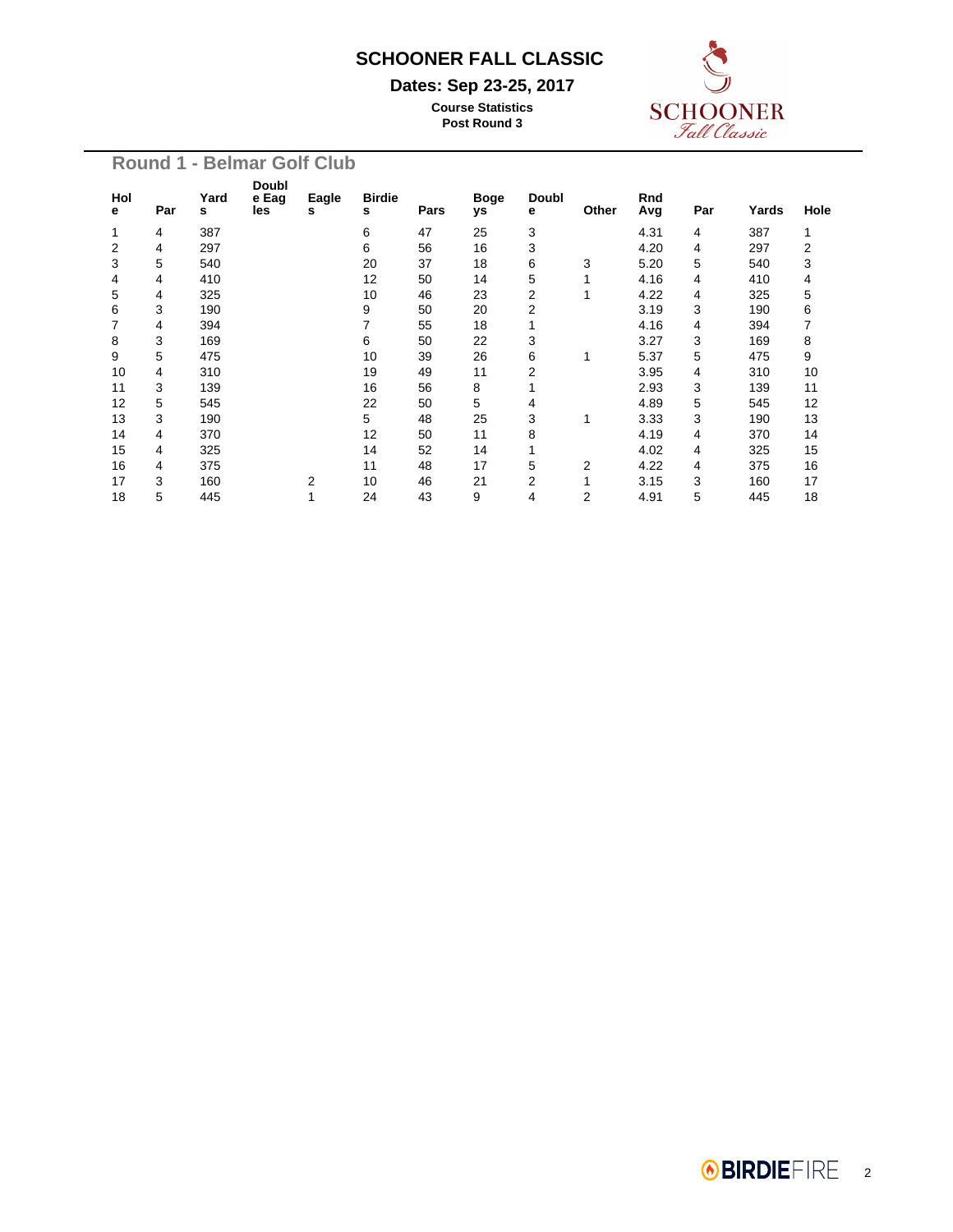# SCHOONER FALL CLASSIC

**Dates: Sep 23-25, 2017**

**Course Statistics**
**Post Round 3**

## Round 1 - Belmar Golf Club

| Hole | Par | Yards | Double Eagles | Eagles | Birdies | Pars | Bogeys | Double | Other | Rnd Avg | Par | Yards | Hole |
|---|---|---|---|---|---|---|---|---|---|---|---|---|---|
| 1 | 4 | 387 | | | 6 | 47 | 25 | 3 | | 4.31 | 4 | 387 | 1 |
| 2 | 4 | 297 | | | 6 | 56 | 16 | 3 | | 4.20 | 4 | 297 | 2 |
| 3 | 5 | 540 | | | 20 | 37 | 18 | 6 | 3 | 5.20 | 5 | 540 | 3 |
| 4 | 4 | 410 | | | 12 | 50 | 14 | 5 | 1 | 4.16 | 4 | 410 | 4 |
| 5 | 4 | 325 | | | 10 | 46 | 23 | 2 | 1 | 4.22 | 4 | 325 | 5 |
| 6 | 3 | 190 | | | 9 | 50 | 20 | 2 | | 3.19 | 3 | 190 | 6 |
| 7 | 4 | 394 | | | 7 | 55 | 18 | 1 | | 4.16 | 4 | 394 | 7 |
| 8 | 3 | 169 | | | 6 | 50 | 22 | 3 | | 3.27 | 3 | 169 | 8 |
| 9 | 5 | 475 | | | 10 | 39 | 26 | 6 | 1 | 5.37 | 5 | 475 | 9 |
| 10 | 4 | 310 | | | 19 | 49 | 11 | 2 | | 3.95 | 4 | 310 | 10 |
| 11 | 3 | 139 | | | 16 | 56 | 8 | 1 | | 2.93 | 3 | 139 | 11 |
| 12 | 5 | 545 | | | 22 | 50 | 5 | 4 | | 4.89 | 5 | 545 | 12 |
| 13 | 3 | 190 | | | 5 | 48 | 25 | 3 | 1 | 3.33 | 3 | 190 | 13 |
| 14 | 4 | 370 | | | 12 | 50 | 11 | 8 | | 4.19 | 4 | 370 | 14 |
| 15 | 4 | 325 | | | 14 | 52 | 14 | 1 | | 4.02 | 4 | 325 | 15 |
| 16 | 4 | 375 | | | 11 | 48 | 17 | 5 | 2 | 4.22 | 4 | 375 | 16 |
| 17 | 3 | 160 | | 2 | 10 | 46 | 21 | 2 | 1 | 3.15 | 3 | 160 | 17 |
| 18 | 5 | 445 | | 1 | 24 | 43 | 9 | 4 | 2 | 4.91 | 5 | 445 | 18 |